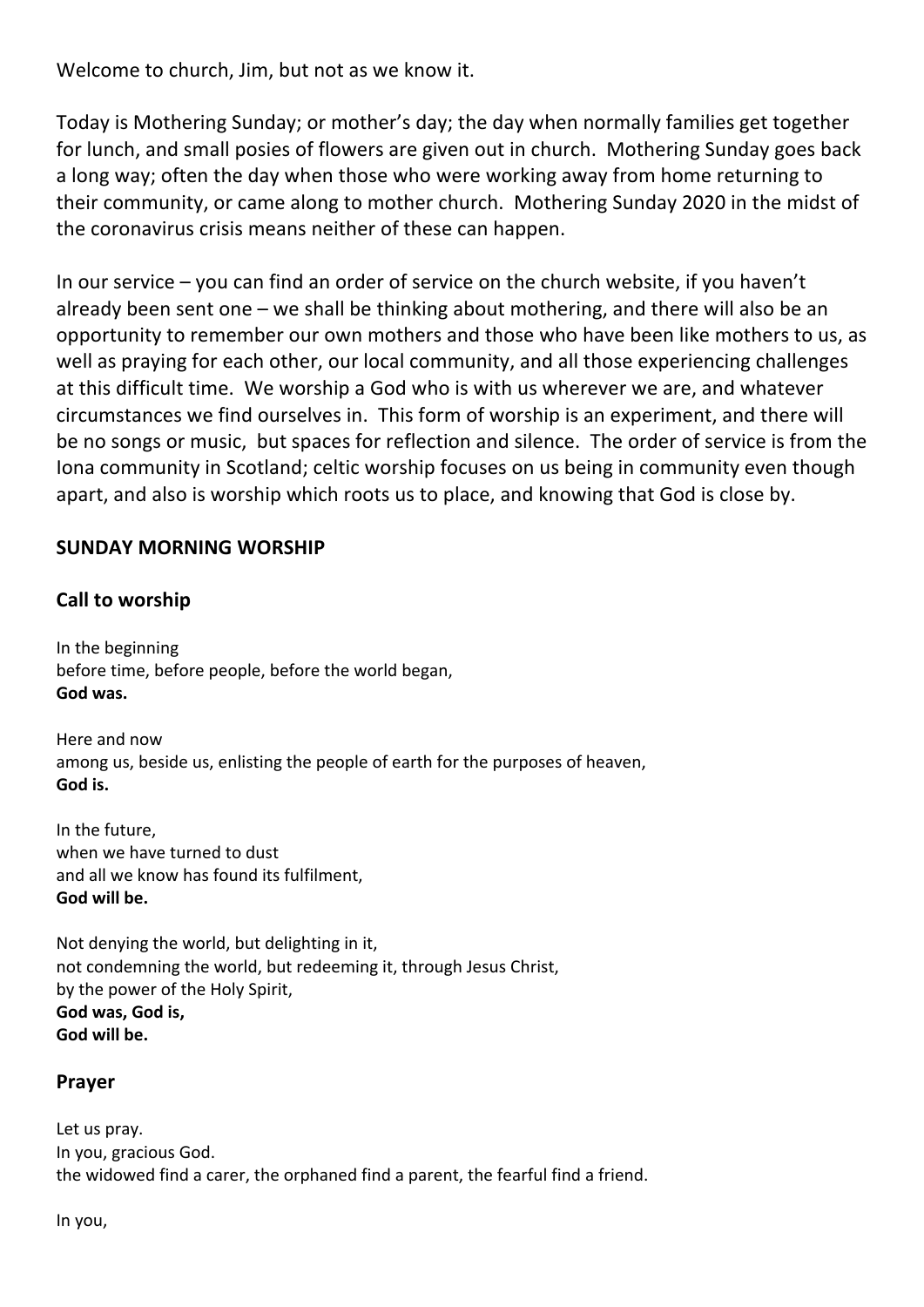Welcome to church, Jim, but not as we know it.

Today is Mothering Sunday; or mother's day; the day when normally families get together for lunch, and small posies of flowers are given out in church. Mothering Sunday goes back a long way; often the day when those who were working away from home returning to their community, or came along to mother church. Mothering Sunday 2020 in the midst of the coronavirus crisis means neither of these can happen.

In our service – you can find an order of service on the church website, if you haven't already been sent one – we shall be thinking about mothering, and there will also be an opportunity to remember our own mothers and those who have been like mothers to us, as well as praying for each other, our local community, and all those experiencing challenges at this difficult time. We worship a God who is with us wherever we are, and whatever circumstances we find ourselves in. This form of worship is an experiment, and there will be no songs or music, but spaces for reflection and silence. The order of service is from the Iona community in Scotland; celtic worship focuses on us being in community even though apart, and also is worship which roots us to place, and knowing that God is close by.

## SUNDAY MORNING WORSHIP

### Call to worship

In the beginning
before time, before people, before the world began,
**God was.**

Here and now
among us, beside us, enlisting the people of earth for the purposes of heaven,
**God is.**

In the future,
when we have turned to dust
and all we know has found its fulfilment,
**God will be.**

Not denying the world, but delighting in it,
not condemning the world, but redeeming it, through Jesus Christ,
by the power of the Holy Spirit,
**God was, God is,**
**God will be.**

### Prayer

Let us pray.
In you, gracious God.
the widowed find a carer, the orphaned find a parent, the fearful find a friend.

In you,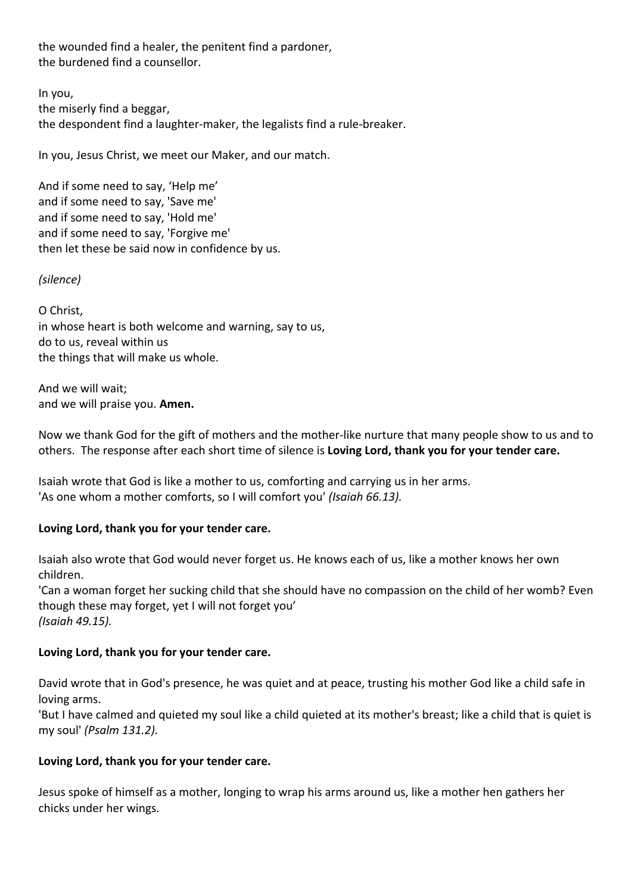the wounded find a healer, the penitent find a pardoner,
the burdened find a counsellor.

In you,
the miserly find a beggar,
the despondent find a laughter-maker, the legalists find a rule-breaker.

In you, Jesus Christ, we meet our Maker, and our match.

And if some need to say, 'Help me'
and if some need to say, 'Save me'
and if some need to say, 'Hold me'
and if some need to say, 'Forgive me'
then let these be said now in confidence by us.

*(silence)*

O Christ,
in whose heart is both welcome and warning, say to us,
do to us, reveal within us
the things that will make us whole.

And we will wait;
and we will praise you. **Amen.**

Now we thank God for the gift of mothers and the mother-like nurture that many people show to us and to others. The response after each short time of silence is **Loving Lord, thank you for your tender care.**

Isaiah wrote that God is like a mother to us, comforting and carrying us in her arms.
'As one whom a mother comforts, so I will comfort you' *(Isaiah 66.13).*

**Loving Lord, thank you for your tender care.**

Isaiah also wrote that God would never forget us. He knows each of us, like a mother knows her own children.
'Can a woman forget her sucking child that she should have no compassion on the child of her womb? Even though these may forget, yet I will not forget you'
*(Isaiah 49.15).*

**Loving Lord, thank you for your tender care.**

David wrote that in God's presence, he was quiet and at peace, trusting his mother God like a child safe in loving arms.
'But I have calmed and quieted my soul like a child quieted at its mother's breast; like a child that is quiet is my soul' *(Psalm 131.2).*

**Loving Lord, thank you for your tender care.**

Jesus spoke of himself as a mother, longing to wrap his arms around us, like a mother hen gathers her chicks under her wings.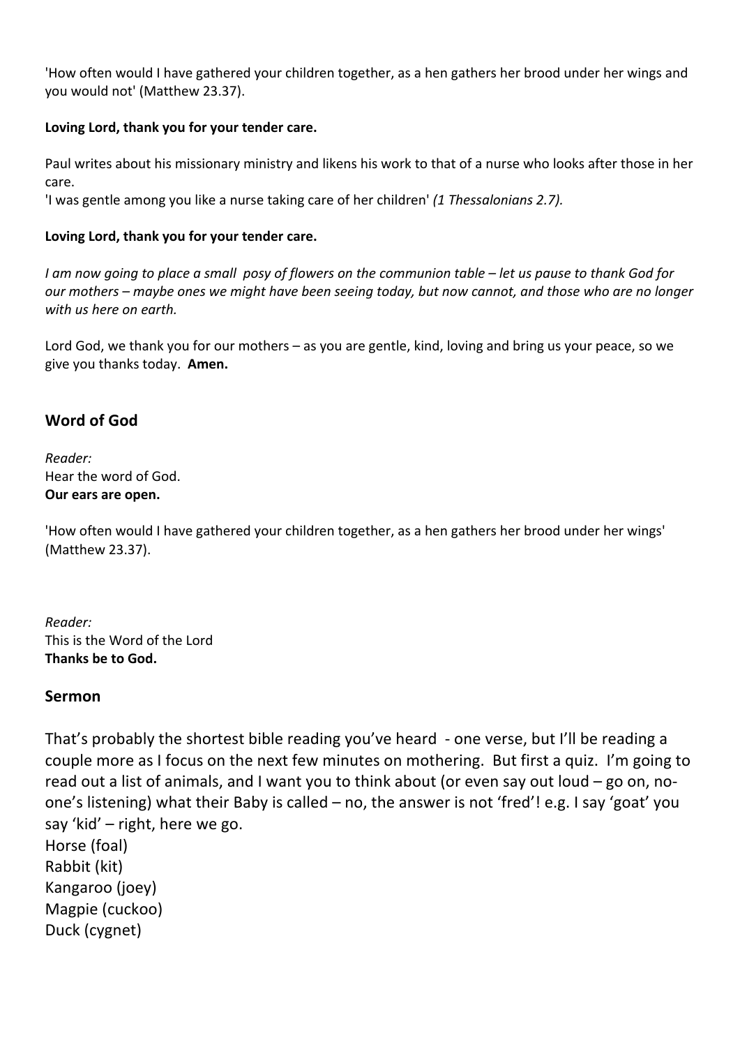'How often would I have gathered your children together, as a hen gathers her brood under her wings and you would not' (Matthew 23.37).

**Loving Lord, thank you for your tender care.**

Paul writes about his missionary ministry and likens his work to that of a nurse who looks after those in her care.
'I was gentle among you like a nurse taking care of her children' *(1 Thessalonians 2.7).*

**Loving Lord, thank you for your tender care.**

*I am now going to place a small posy of flowers on the communion table – let us pause to thank God for our mothers – maybe ones we might have been seeing today, but now cannot, and those who are no longer with us here on earth.*

Lord God, we thank you for our mothers – as you are gentle, kind, loving and bring us your peace, so we give you thanks today. **Amen.**

## Word of God

*Reader:*
Hear the word of God.
**Our ears are open.**

'How often would I have gathered your children together, as a hen gathers her brood under her wings' (Matthew 23.37).

*Reader:*
This is the Word of the Lord
**Thanks be to God.**

## Sermon

That's probably the shortest bible reading you've heard - one verse, but I'll be reading a couple more as I focus on the next few minutes on mothering. But first a quiz. I'm going to read out a list of animals, and I want you to think about (or even say out loud – go on, no-one's listening) what their Baby is called – no, the answer is not 'fred'! e.g. I say 'goat' you say 'kid' – right, here we go.
Horse (foal)
Rabbit (kit)
Kangaroo (joey)
Magpie (cuckoo)
Duck (cygnet)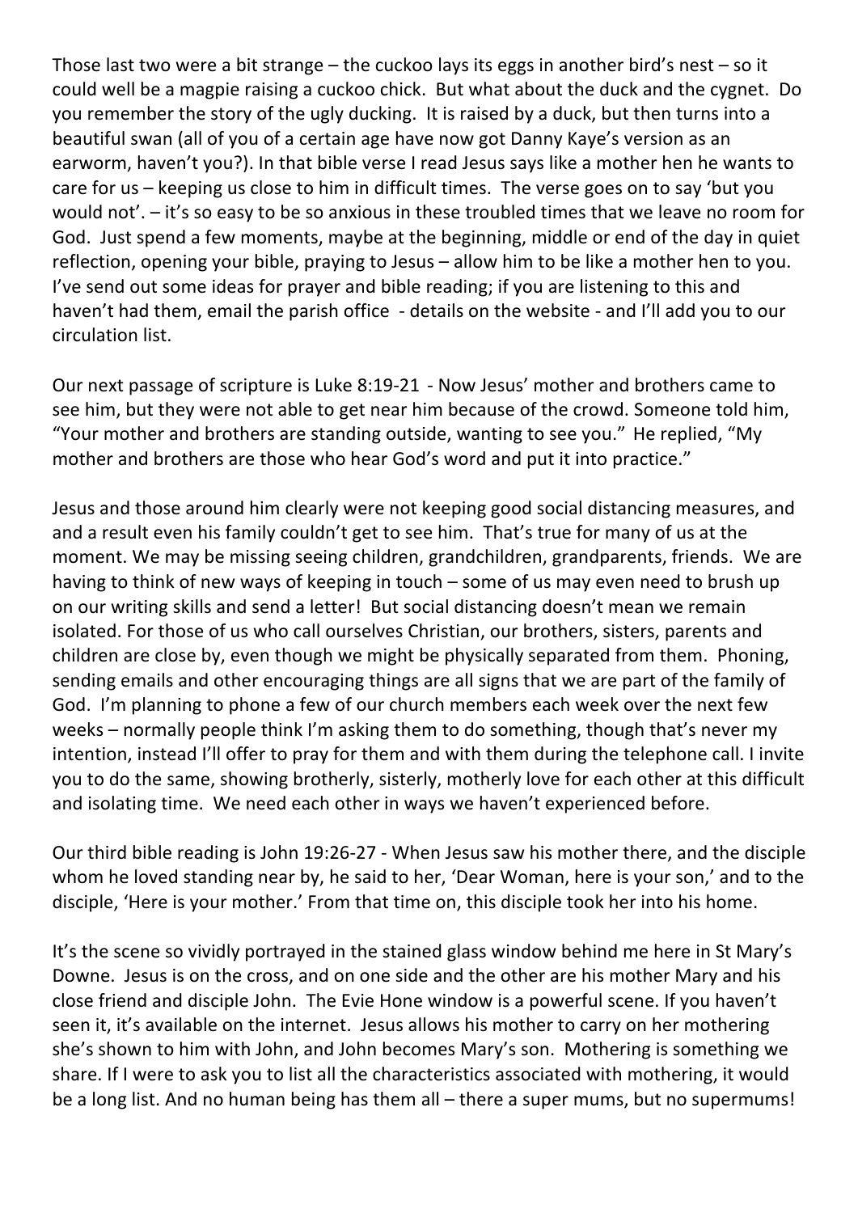Those last two were a bit strange – the cuckoo lays its eggs in another bird's nest – so it could well be a magpie raising a cuckoo chick. But what about the duck and the cygnet. Do you remember the story of the ugly ducking. It is raised by a duck, but then turns into a beautiful swan (all of you of a certain age have now got Danny Kaye's version as an earworm, haven't you?). In that bible verse I read Jesus says like a mother hen he wants to care for us – keeping us close to him in difficult times. The verse goes on to say 'but you would not'. – it's so easy to be so anxious in these troubled times that we leave no room for God. Just spend a few moments, maybe at the beginning, middle or end of the day in quiet reflection, opening your bible, praying to Jesus – allow him to be like a mother hen to you. I've send out some ideas for prayer and bible reading; if you are listening to this and haven't had them, email the parish office - details on the website - and I'll add you to our circulation list.

Our next passage of scripture is Luke 8:19-21 - Now Jesus' mother and brothers came to see him, but they were not able to get near him because of the crowd. Someone told him, "Your mother and brothers are standing outside, wanting to see you." He replied, "My mother and brothers are those who hear God's word and put it into practice."

Jesus and those around him clearly were not keeping good social distancing measures, and and a result even his family couldn't get to see him. That's true for many of us at the moment. We may be missing seeing children, grandchildren, grandparents, friends. We are having to think of new ways of keeping in touch – some of us may even need to brush up on our writing skills and send a letter! But social distancing doesn't mean we remain isolated. For those of us who call ourselves Christian, our brothers, sisters, parents and children are close by, even though we might be physically separated from them. Phoning, sending emails and other encouraging things are all signs that we are part of the family of God. I'm planning to phone a few of our church members each week over the next few weeks – normally people think I'm asking them to do something, though that's never my intention, instead I'll offer to pray for them and with them during the telephone call. I invite you to do the same, showing brotherly, sisterly, motherly love for each other at this difficult and isolating time. We need each other in ways we haven't experienced before.

Our third bible reading is John 19:26-27 - When Jesus saw his mother there, and the disciple whom he loved standing near by, he said to her, 'Dear Woman, here is your son,' and to the disciple, 'Here is your mother.' From that time on, this disciple took her into his home.

It's the scene so vividly portrayed in the stained glass window behind me here in St Mary's Downe. Jesus is on the cross, and on one side and the other are his mother Mary and his close friend and disciple John. The Evie Hone window is a powerful scene. If you haven't seen it, it's available on the internet. Jesus allows his mother to carry on her mothering she's shown to him with John, and John becomes Mary's son. Mothering is something we share. If I were to ask you to list all the characteristics associated with mothering, it would be a long list. And no human being has them all – there a super mums, but no supermums!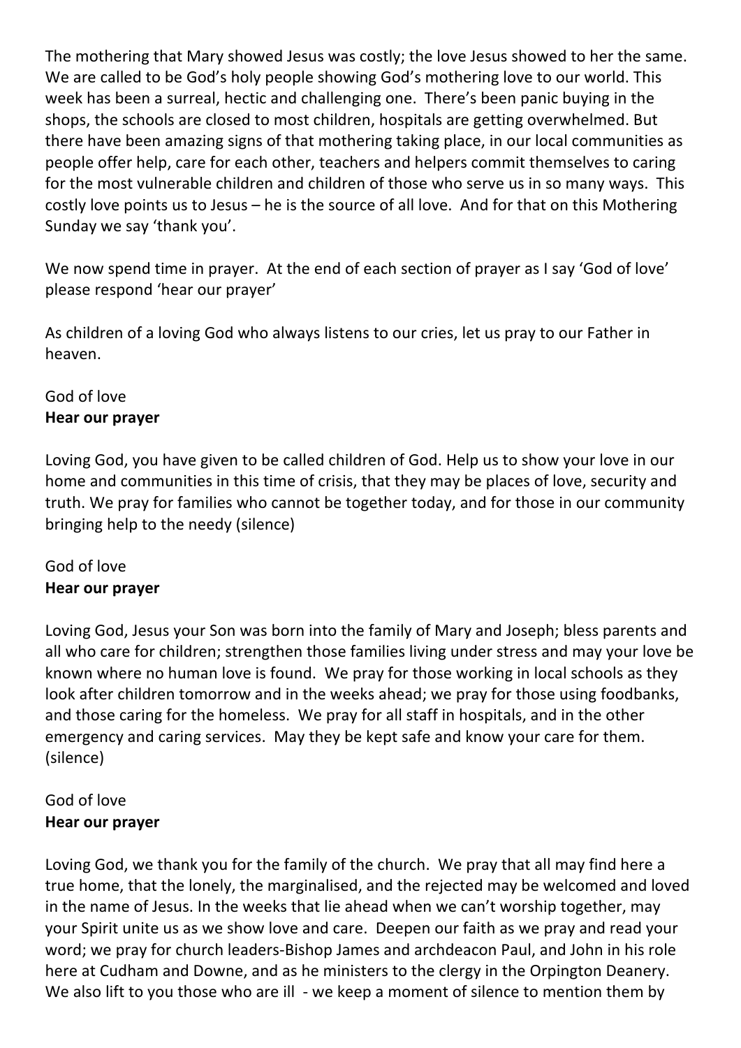The mothering that Mary showed Jesus was costly; the love Jesus showed to her the same. We are called to be God's holy people showing God's mothering love to our world. This week has been a surreal, hectic and challenging one. There's been panic buying in the shops, the schools are closed to most children, hospitals are getting overwhelmed. But there have been amazing signs of that mothering taking place, in our local communities as people offer help, care for each other, teachers and helpers commit themselves to caring for the most vulnerable children and children of those who serve us in so many ways. This costly love points us to Jesus – he is the source of all love. And for that on this Mothering Sunday we say 'thank you'.

We now spend time in prayer. At the end of each section of prayer as I say 'God of love' please respond 'hear our prayer'

As children of a loving God who always listens to our cries, let us pray to our Father in heaven.

God of love
**Hear our prayer**

Loving God, you have given to be called children of God. Help us to show your love in our home and communities in this time of crisis, that they may be places of love, security and truth. We pray for families who cannot be together today, and for those in our community bringing help to the needy (silence)

God of love
**Hear our prayer**

Loving God, Jesus your Son was born into the family of Mary and Joseph; bless parents and all who care for children; strengthen those families living under stress and may your love be known where no human love is found. We pray for those working in local schools as they look after children tomorrow and in the weeks ahead; we pray for those using foodbanks, and those caring for the homeless. We pray for all staff in hospitals, and in the other emergency and caring services. May they be kept safe and know your care for them. (silence)

God of love
**Hear our prayer**

Loving God, we thank you for the family of the church. We pray that all may find here a true home, that the lonely, the marginalised, and the rejected may be welcomed and loved in the name of Jesus. In the weeks that lie ahead when we can't worship together, may your Spirit unite us as we show love and care. Deepen our faith as we pray and read your word; we pray for church leaders-Bishop James and archdeacon Paul, and John in his role here at Cudham and Downe, and as he ministers to the clergy in the Orpington Deanery. We also lift to you those who are ill - we keep a moment of silence to mention them by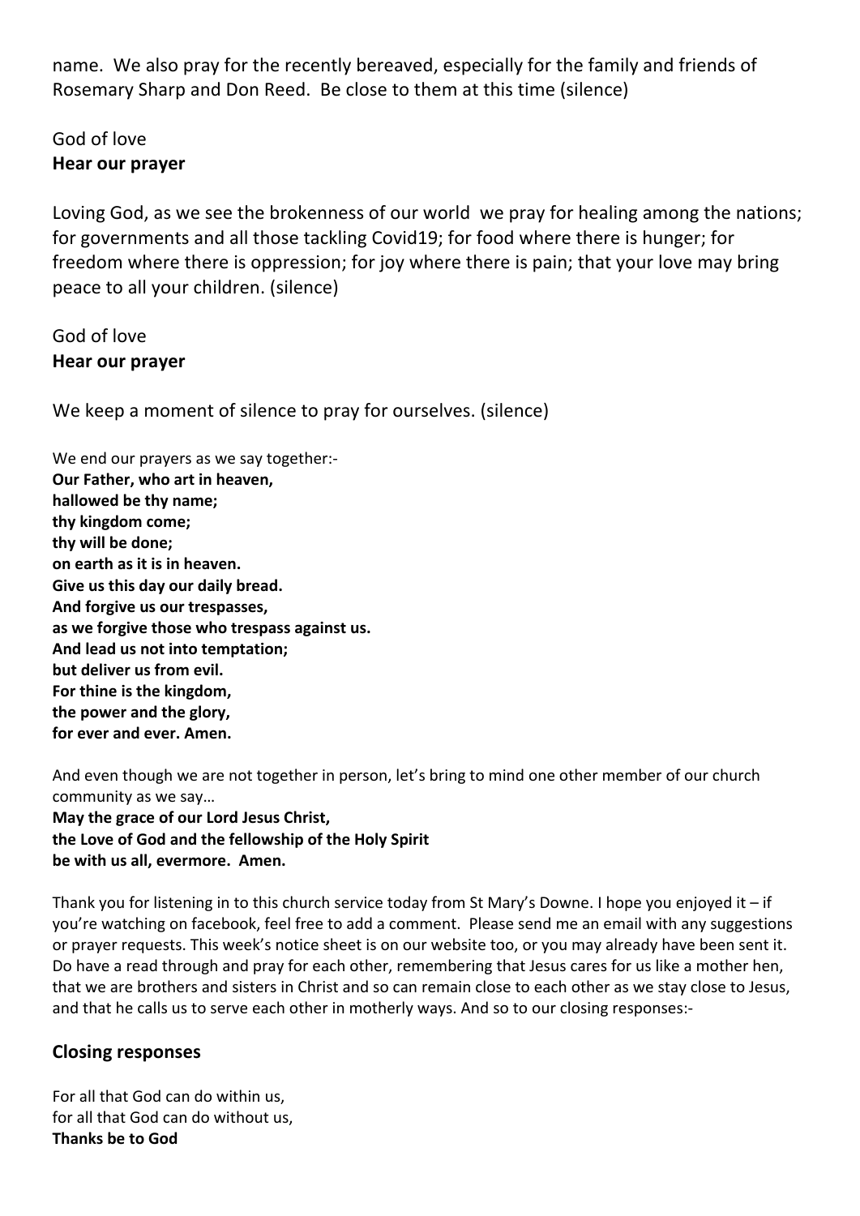name. We also pray for the recently bereaved, especially for the family and friends of Rosemary Sharp and Don Reed. Be close to them at this time (silence)

God of love
**Hear our prayer**

Loving God, as we see the brokenness of our world we pray for healing among the nations; for governments and all those tackling Covid19; for food where there is hunger; for freedom where there is oppression; for joy where there is pain; that your love may bring peace to all your children. (silence)

God of love
**Hear our prayer**

We keep a moment of silence to pray for ourselves. (silence)

We end our prayers as we say together:-
**Our Father, who art in heaven,**
**hallowed be thy name;**
**thy kingdom come;**
**thy will be done;**
**on earth as it is in heaven.**
**Give us this day our daily bread.**
**And forgive us our trespasses,**
**as we forgive those who trespass against us.**
**And lead us not into temptation;**
**but deliver us from evil.**
**For thine is the kingdom,**
**the power and the glory,**
**for ever and ever. Amen.**

And even though we are not together in person, let's bring to mind one other member of our church community as we say…
**May the grace of our Lord Jesus Christ,**
**the Love of God and the fellowship of the Holy Spirit**
**be with us all, evermore. Amen.**

Thank you for listening in to this church service today from St Mary's Downe. I hope you enjoyed it – if you're watching on facebook, feel free to add a comment. Please send me an email with any suggestions or prayer requests. This week's notice sheet is on our website too, or you may already have been sent it. Do have a read through and pray for each other, remembering that Jesus cares for us like a mother hen, that we are brothers and sisters in Christ and so can remain close to each other as we stay close to Jesus, and that he calls us to serve each other in motherly ways. And so to our closing responses:-

## Closing responses

For all that God can do within us,
for all that God can do without us,
**Thanks be to God**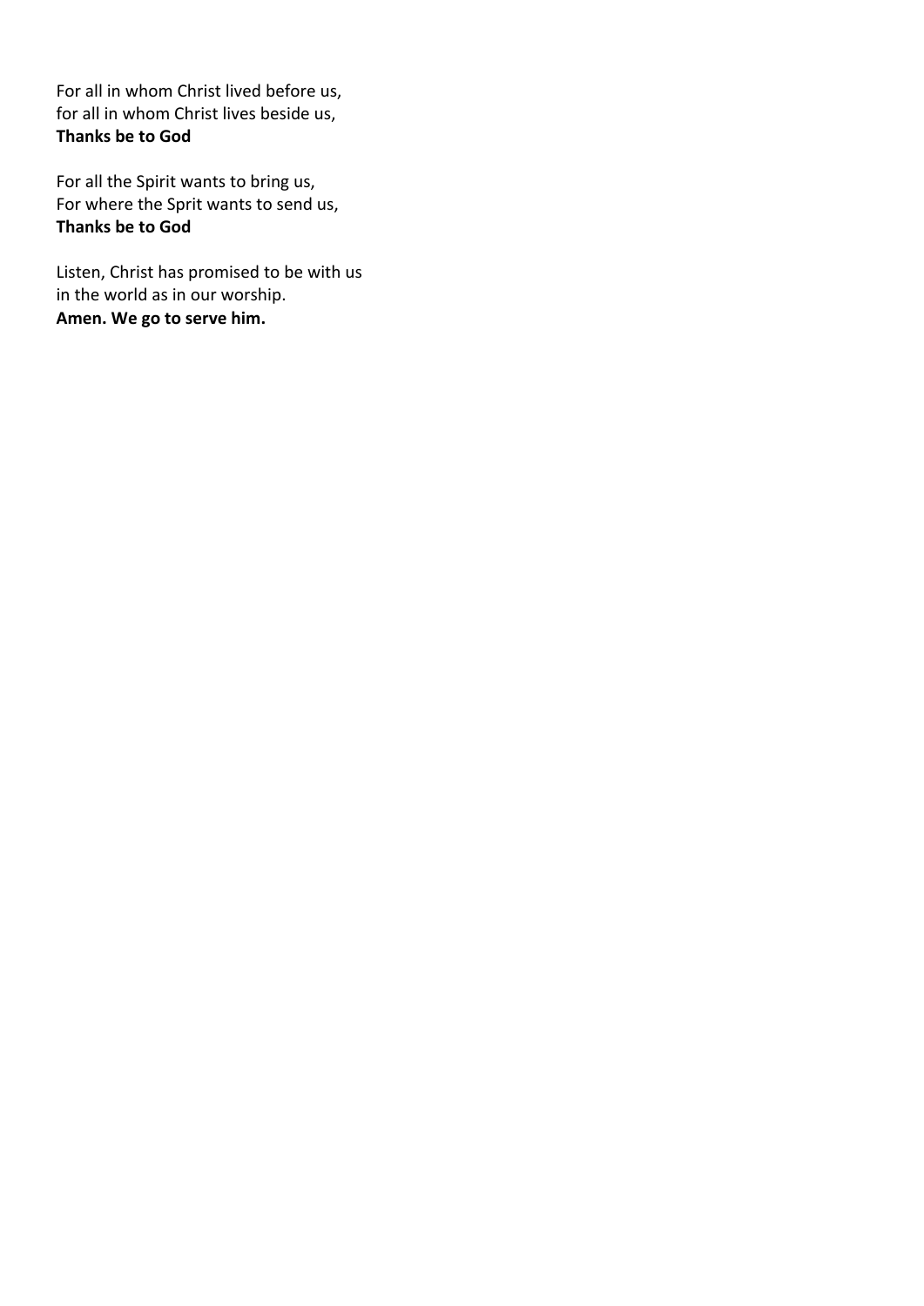For all in whom Christ lived before us,
for all in whom Christ lives beside us,
**Thanks be to God**

For all the Spirit wants to bring us,
For where the Sprit wants to send us,
**Thanks be to God**

Listen, Christ has promised to be with us
in the world as in our worship.
**Amen. We go to serve him.**